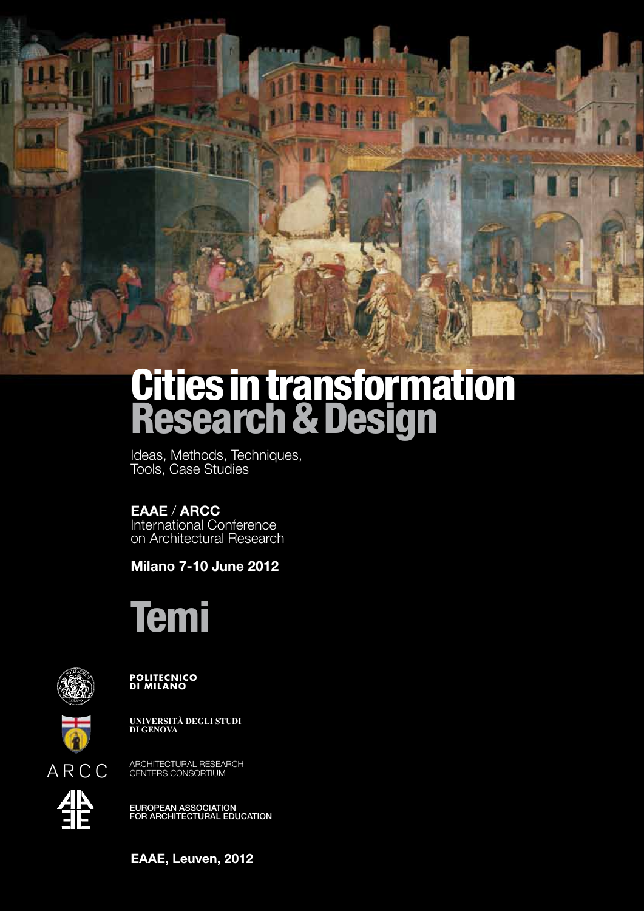# Cities in transformation
## Research & Design

Ideas, Methods, Techniques, Tools, Case Studies

**EAAE** / **ARCC**
International Conference on Architectural Research

**Milano 7-10 June 2012**

# Temi

**POLITECNICO DI MILANO**

**UNIVERSITÀ DEGLI STUDI DI GENOVA**

ARCC — ARCHITECTURAL RESEARCH CENTERS CONSORTIUM

EUROPEAN ASSOCIATION FOR ARCHITECTURAL EDUCATION

**EAAE, Leuven, 2012**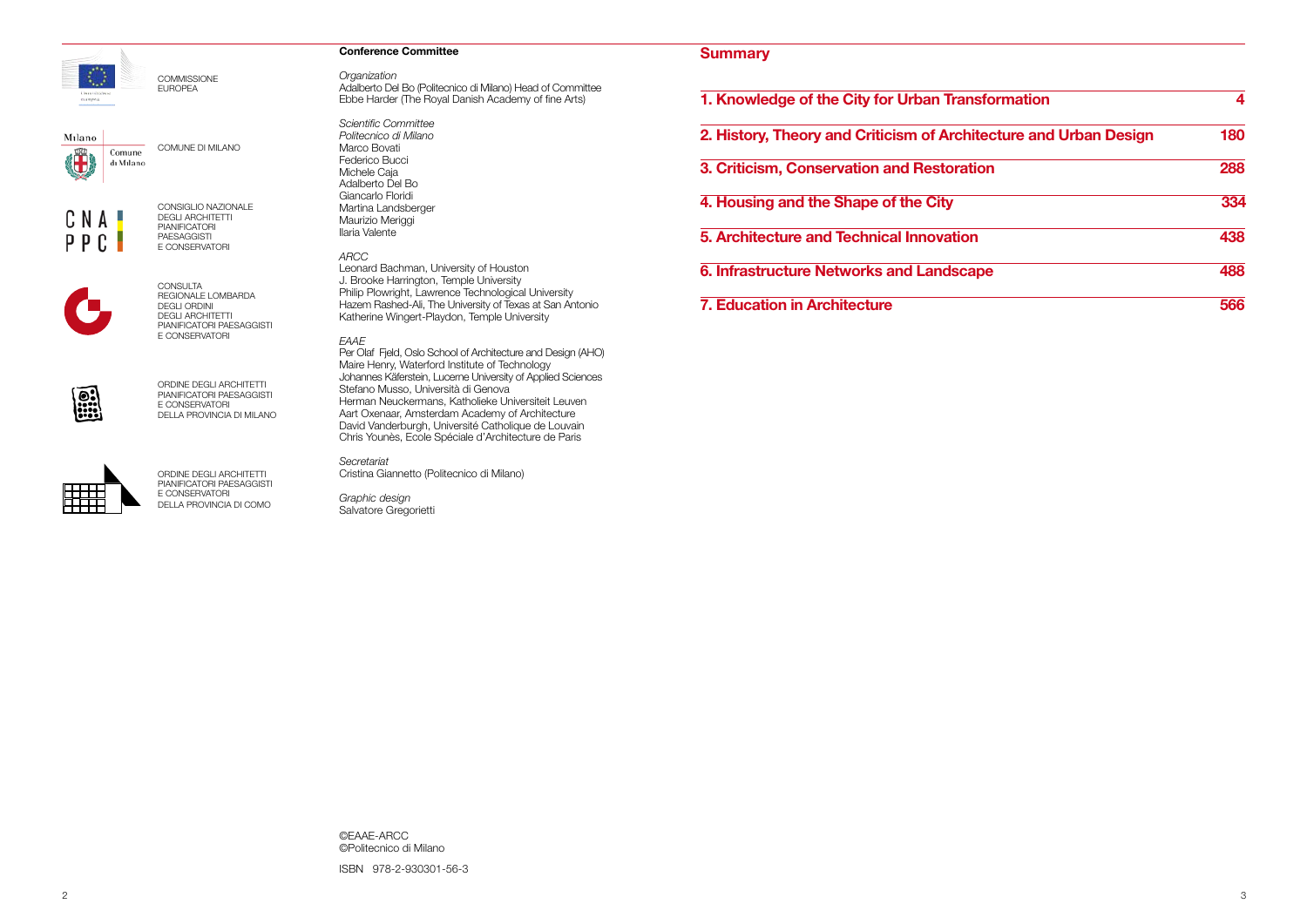COMMISSIONE EUROPEA

COMUNE DI MILANO

CONSIGLIO NAZIONALE DEGLI ARCHITETTI PIANIFICATORI PAESAGGISTI E CONSERVATORI

CONSULTA REGIONALE LOMBARDA DEGLI ORDINI DEGLI ARCHITETTI PIANIFICATORI PAESAGGISTI E CONSERVATORI

ORDINE DEGLI ARCHITETTI PIANIFICATORI PAESAGGISTI E CONSERVATORI DELLA PROVINCIA DI MILANO

ORDINE DEGLI ARCHITETTI PIANIFICATORI PAESAGGISTI E CONSERVATORI DELLA PROVINCIA DI COMO

**Conference Committee**

*Organization*
Adalberto Del Bo (Politecnico di Milano) Head of Committee
Ebbe Harder (The Royal Danish Academy of fine Arts)

*Scientific Committee*
*Politecnico di Milano*
Marco Bovati
Federico Bucci
Michele Caja
Adalberto Del Bo
Giancarlo Floridi
Martina Landsberger
Maurizio Meriggi
Ilaria Valente

*ARCC*
Leonard Bachman, University of Houston
J. Brooke Harrington, Temple University
Philip Plowright, Lawrence Technological University
Hazem Rashed-Ali, The University of Texas at San Antonio
Katherine Wingert-Playdon, Temple University

*EAAE*
Per Olaf Fjeld, Oslo School of Architecture and Design (AHO)
Maire Henry, Waterford Institute of Technology
Johannes Käferstein, Lucerne University of Applied Sciences
Stefano Musso, Università di Genova
Herman Neuckermans, Katholieke Universiteit Leuven
Aart Oxenaar, Amsterdam Academy of Architecture
David Vanderburgh, Université Catholique de Louvain
Chris Younès, Ecole Spéciale d'Architecture de Paris

*Secretariat*
Cristina Giannetto (Politecnico di Milano)

*Graphic design*
Salvatore Gregorietti

©EAAE-ARCC
©Politecnico di Milano

ISBN 978-2-930301-56-3

## Summary

| | |
|---|---|
| **1. Knowledge of the City for Urban Transformation** | **4** |
| **2. History, Theory and Criticism of Architecture and Urban Design** | **180** |
| **3. Criticism, Conservation and Restoration** | **288** |
| **4. Housing and the Shape of the City** | **334** |
| **5. Architecture and Technical Innovation** | **438** |
| **6. Infrastructure Networks and Landscape** | **488** |
| **7. Education in Architecture** | **566** |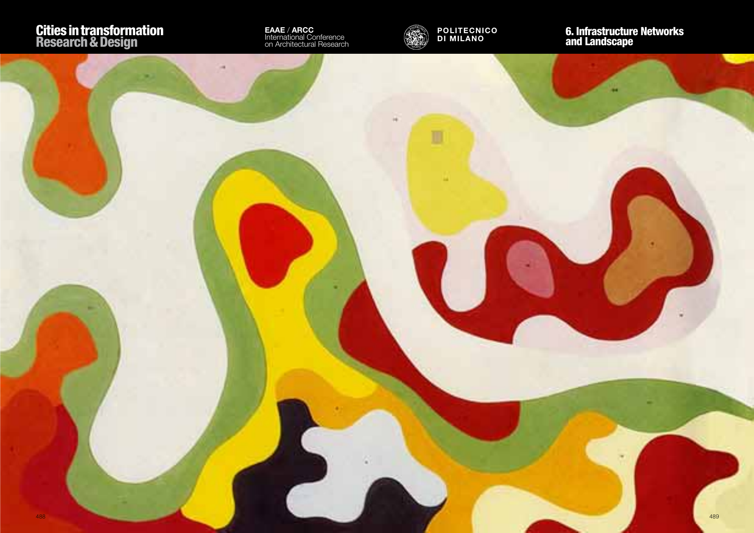# 6. Infrastructure Networks and Landscape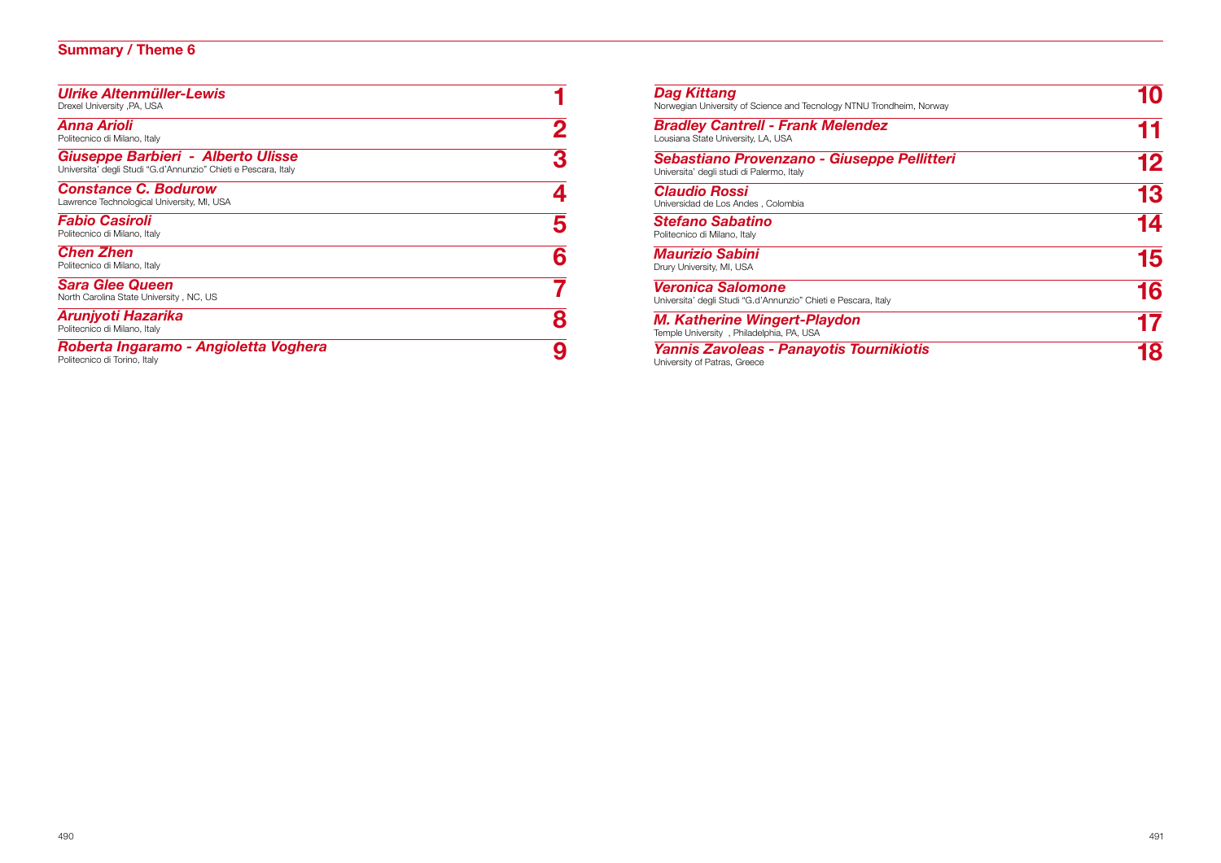## Summary / Theme 6

***Ulrike Altenmüller-Lewis***
Drexel University ,PA, USA — **1**

***Anna Arioli***
Politecnico di Milano, Italy — **2**

***Giuseppe Barbieri - Alberto Ulisse***
Universita' degli Studi "G.d'Annunzio" Chieti e Pescara, Italy — **3**

***Constance C. Bodurow***
Lawrence Technological University, MI, USA — **4**

***Fabio Casiroli***
Politecnico di Milano, Italy — **5**

***Chen Zhen***
Politecnico di Milano, Italy — **6**

***Sara Glee Queen***
North Carolina State University , NC, US — **7**

***Arunjyoti Hazarika***
Politecnico di Milano, Italy — **8**

***Roberta Ingaramo - Angioletta Voghera***
Politecnico di Torino, Italy — **9**

***Dag Kittang***
Norwegian University of Science and Tecnology NTNU Trondheim, Norway — **10**

***Bradley Cantrell - Frank Melendez***
Lousiana State University, LA, USA — **11**

***Sebastiano Provenzano - Giuseppe Pellitteri***
Universita' degli studi di Palermo, Italy — **12**

***Claudio Rossi***
Universidad de Los Andes , Colombia — **13**

***Stefano Sabatino***
Politecnico di Milano, Italy — **14**

***Maurizio Sabini***
Drury University, MI, USA — **15**

***Veronica Salomone***
Universita' degli Studi "G.d'Annunzio" Chieti e Pescara, Italy — **16**

***M. Katherine Wingert-Playdon***
Temple University , Philadelphia, PA, USA — **17**

***Yannis Zavoleas - Panayotis Tournikiotis***
University of Patras, Greece — **18**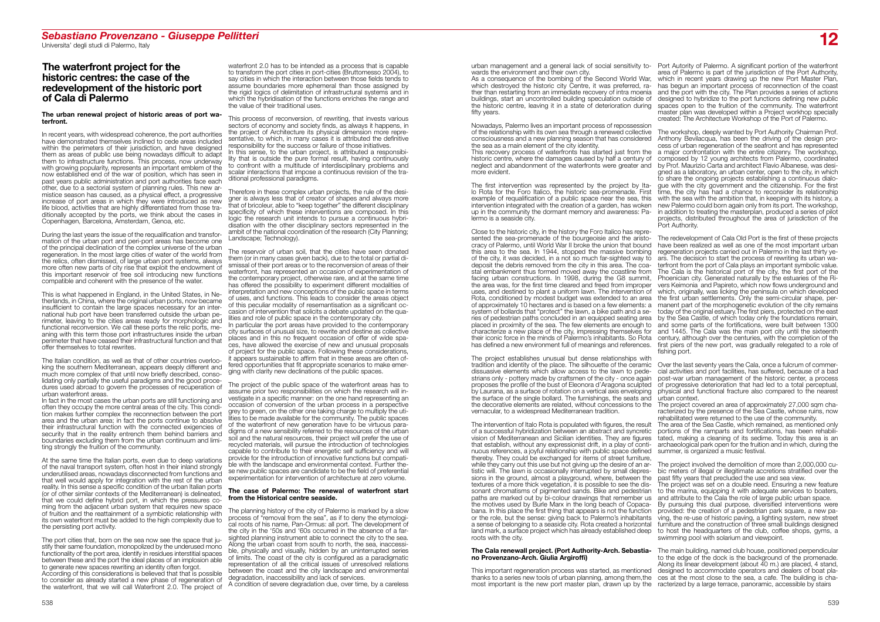# The waterfront project for the historic centres: the case of the redevelopment of the historic port of Cala di Palermo

**Sebastiano Provenzano - Giuseppe Pellitteri**
Universita' degli studi di Palermo, Italy

#### The urban renewal project of historic areas of port waterfront.

In recent years, with widespread coherence, the port authorities have demonstrated themselves inclined to cede areas included within the perimeters of their jurisdiction, and have designed them as areas of public use being nowadays difficult to adapt them to infrastructure functions. This process, now underway with growing popularity, represents an important emblem of the now established end of the war of position, which has seen in past years public administration and port authorities face each other, due to a sectorial system of planning rules. This new armistice season has caused, as a physical effect, a progressive increase of port areas in which they were introduced as new life blood, activities that are highly differentiated from those traditionally accepted by the ports, we think about the cases in Copenhagen, Barcelona, Amsterdam, Genoa, etc.

During the last years the issue of the requalification and transformation of the urban port and peri-port areas has become one of the principal declination of the complex universe of the urban regeneration. In the most large cities of water of the world from the relics, often dismissed, of large urban port systems, always more often new parts of city rise that exploit the endowment of this important reservoir of free soil introducing new functions compatible and coherent with the presence of the water.

This is what happened in England, in the United States, in Netherlands, in China, where the original urban ports, now became insufficient to contain the large spaces necessary for an international hub port have been transferred outside the urban perimeter, leaving to the cities areas ready for morphologic and functional reconversion. We call these ports the relic ports, meaning with this term those port infrastructures inside the urban perimeter that have ceased their infrastructural function and that offer themselves to total rewrites.

The Italian condition, as well as that of other countries overlooking the southern Mediterranean, appears deeply different and much more complex of that until now briefly described, consolidating only partially the useful paradigms and the good procedures used abroad to govern the processes of recuperation of urban waterfront areas.

In fact in the most cases the urban ports are still functioning and often they occupy the more central areas of the city. This condition makes further complex the reconnection between the port area and the urban area; in fact the ports continue to absolve their infrastructural function with the connected exigencies of security that in the reality entrench them behind barriers and boundaries excluding them from the urban continuum and limiting strongly the fruition of the community.

At the same time the Italian ports, even due to deep variations of the naval transport system, often host in their inland strongly underutilised areas, nowadays disconnected from functions and that well would apply for integration with the rest of the urban reality. In this sense a specific condition of the urban Italian ports (or of other similar contexts of the Mediterranean) is delineated, that we could define hybrid port, in which the pressures coming from the adjacent urban system that requires new space of fruition and the reattainment of a symbiotic relationship with its own waterfront must be added to the high complexity due to the persisting port activity.

The port cities that, born on the sea now see the space that justify their same foundation, monopolized by the underused mono functionality of the port area, identify in residues interstitial spaces between these and the port the ideal places of an implosion able to generate new spaces rewriting an identity often forgot.

According of this considerations is believed that it is possible to consider as already started a new phase of regeneration of the waterfront, that we will call Waterfront 2.0. The project of waterfront 2.0 has to be intended as a process that is capable to transform the port cities in port-cities (Bruttomesso 2004), to say cities in which the interaction between those fields tends to assume boundaries more ephemeral than those assigned by the rigid logics of delimitation of infrastructural systems and in which the hybridisation of the functions enriches the range and the value of their traditional uses.

This process of reconversion, of rewriting, that invests various sectors of economy and society finds, as always it happens, in the project of Architecture its physical dimension more representative, to which, in many cases it is attributed the definitive responsibility for the success or failure of those initiatives.

In this sense, to the urban project, is attributed a responsibility that is outside the pure formal result, having continuously to confront with a multitude of interdisciplinary problems and scalar interactions that impose a continuous revision of the traditional professional paradigms.

Therefore in these complex urban projects, the rule of the designer is always less that of creator of shapes and always more that of bricoleur, able to "keep together" the different disciplinary specificity of which these interventions are composed. In this logic the research unit intends to pursue a continuous hybridisation with the other disciplinary sectors represented in the ambit of the national coordination of the research (City Planning; Landscape; Technology).

The reservoir of urban soil, that the cities have seen donated them (or in many cases given back), due to the total or partial dismissal of their port areas or to the reconversion of areas of their waterfront, has represented an occasion of experimentation of the contemporary project, otherwise rare, and at the same time has offered the possibility to experiment different modalities of interpretation and new conceptions of the public space in terms of uses, and functions. This leads to consider the areas object of this peculiar modality of resemantisation as a significant occasion of intervention that solicits a debate updated on the qualities and role of public space in the contemporary city.

In particular the port areas have provided to the contemporary city surfaces of unusual size, to rewrite and destine as collective places and in this no frequent occasion of offer of wide spaces, have allowed the exercise of new and unusual proposals of project for the public space. Following these considerations, it appears sustainable to affirm that in these areas are often offered opportunities that fit appropriate scenarios to make emerging with clarity new declinations of the public spaces.

The project of the public space of the waterfront areas has to assume prior two responsibilities on which the research will investigate in a specific manner: on the one hand representing an occasion of conversion of the urban process in a perspective grey to green, on the other one taking charge to multiply the utilities to be made available for the community. The public spaces of the waterfront of new generation have to be virtuous paradigms of a new sensibility referred to the resources of the urban soil and the natural resources, their project will prefer the use of recycled materials, will pursue the introduction of technologies capable to contribute to their energetic self sufficiency and will provide for the introduction of innovative functions but compatible with the landscape and environmental context. Further these new public spaces are candidate to be the field of preferential experimentation for intervention of architecture at zero volume.

#### The case of Palermo: The renewal of waterfront start from the Historical centre seaside.

The planning history of the city of Palermo is marked by a slow process of "removal from the sea", as if to deny the etymological roots of his name, Pan-Ormus: all port. The development of the city in the '50s and '60s occurred in the absence of a far-sighted planning instrument able to connect the city to the sea. Along the urban coast from south to north, the sea, inaccessible, physically and visually, hidden by an uninterrupted series of limits. The coast of the city is configured as a paradigmatic representation of all the critical issues of unresolved relations between the coast and the city landscape and environmental degradation, inaccessibility and lack of services.

A condition of severe degradation due, over time, by a careless urban management and a general lack of social sensitivity towards the environment and their own city.

As a consequence of the bombing of the Second World War, which destroyed the historic city Centre, it was preferred, rather than restarting from an immediate recovery of intra moenia buildings, start an uncontrolled building speculation outside of the historic centre, leaving it in a state of deterioration during fifty years.

Nowadays, Palermo lives an important process of repossession of the relationship with its own sea through a renewed collective consciousness and a new planning season that has considered the sea as a main element of the city identity.

This recovery process of waterfronts has started just from the historic centre, where the damages caused by half a century of neglect and abandonment of the waterfronts were greater and more evident.

The first intervention was represented by the project by Italo Rota for the Foro Italico, the historic sea-promenade. First example of requalification of a public space near the sea, this intervention integrated with the creation of a garden, has woken up in the community the dormant memory and awareness: Palermo is a seaside city.

Close to the historic city, in the history the Foro Italico has represented the sea-promenade of the bourgeoisie and the aristocracy of Palermo, until World War II broke the union that bound this area to the sea. In 1944, stopped the massive bombing of the city, it was decided, in a not so much far-sighted way to deposit the debris removed from the city in this area. The coastal embankment thus formed moved away the coastline from facing urban constructions. In 1998, during the G8 summit, the area was, for the first time cleared and freed from improper uses, and destined to plant a uniform lawn. The intervention of Rota, conditioned by modest budget was extended to an area of approximately 10 hectares and is based on a few elements: a system of bollards that "protect" the lawn, a bike path and a series of pedestrian paths concluded in an equipped seating area placed in proximity of the sea. The few elements are enough to characterize a new place of the city, impressing themselves for their iconic force in the minds of Palermo's inhabitants. So Rota has defined a new environment full of meanings and references.

The project establishes unusual but dense relationships with tradition and identity of the place. The silhouette of the ceramic dissuasive elements which allow access to the lawn to pedestrians only - pottery made by craftsmen of the city - once again proposes the profile of the bust of Eleonora d'Aragona sculpted by Laurana, as a surface of rotation on a vertical axis enveloping the surface of the single bollard. The furnishings, the seats and the decorative elements are related, without concessions to the vernacular, to a widespread Mediterranean tradition.

The intervention of Italo Rota is populated with figures, the result of a successful hybridization between an abstract and syncretic vision of Mediterranean and Sicilian identities. They are figures that establish, without any expressionist drift, in a play of continuous references, a joyful relationship with public space defined thereby. They could be exchanged for items of street furniture, while they carry out this use but not giving up the desire of an artistic will. The lawn is occasionally interrupted by small depressions in the ground, almost a playground, where, between the textures of a more thick vegetation, it is possible to see the dissonant chromatisms of pigmented sands. Bike and pedestrian paths are marked out by bi-colour drawings that remember us the motives used by Burle Marx in the long beach of Copacabana. In this place the first thing that appears is not the function or the role, but the sense: giving back to Palermo's inhabitants a sense of belonging to a seaside city. Rota created a horizontal land mark, a surface project which has already established deep roots with the city.

#### The Cala renewall project. (Port Authority-Arch. Sebastiano Provenzano-Arch. Giulia Argiroffi)

This important regeneration process was started, as mentioned thanks to a series new tools of urban planning, among them,the most important is the new port master plan, drawn up by the Port Autority of Palermo. A significant portion of the waterfront area of Palermo is part of the jurisdiction of the Port Authority, which in recent years drawing up the new Port Master Plan, has begun an important process of reconnection of the coast and the port with the city. The Plan provides a series of actions designed to hybridize to the port functions defining new public spaces open to the fruition of the community. The waterfront master plan was developed within a Project workhop specially created: The Architecture Workshop of the Port of Palermo.

The workshop, deeply wanted by Port Authority Chairman Prof. Anthony Bevilacqua, has been the driving of the design process of urban regeneration of the seafront and has represented a major confrontation with the entire citizenry. The workshop, composed by 12 young architects from Palermo, coordinated by Prof. Maurizio Carta and architect Flavio Albanese, was designed as a laboratory, an urban center, open to the city, in which to share the ongoing projects establishing a continuous dialogue with the city government and the citizenship. For the first time, the city has had a chance to reconsider its relationship with the sea with the ambition that, in keeping with its history, a new Palermo could born again only from its port. The workshop, in addition to treating the masterplan, produced a series of pilot projects, distributed throughout the area of jurisdiction of the Port Authority.

The redevelopment of Cala Old Port is the first of these projects have been realized as well as one of the most important urban regeneration projects carried out in Palermo in the last thirty years. The decision to start the process of rewriting its urban waterfront from the port of Cala plays an important symbolic value. The Cala is the historical port of the city, the first port of the Phoenician city. Generated naturally by the estuaries of the Rivers Keimonia and Papireto, which now flows underground and which, originally, was licking the peninsula on which developed the first urban settlements. Only the semi-circular shape, permanent part of the morphogenetic evolution of the city remains today of the original estuary.The first piers, protected on the east by the Sea Castle, of which today only the foundations remain, and some parts of the fortifications, were built between 1300 and 1445. The Cala was the main port city until the sixteenth century, although over the centuries, with the completion of the first piers of the new port, was gradually relegated to a role of fishing port.

Over the last seventy years the Cala, once a fulcrum of commercial activities and port facilities, has suffered, because of a bad post-war urban management of the historic center, a process of progressive deterioration that had led to a total perceptual, physical and functional fracture also compared to the nearest urban context.

The project covered an area of approximately 27,000 sqm characterized by the presence of the Sea Castle, whose ruins, now rehabilitated were returned to the use of the community.

The area of the Sea Castle, which remained, as mentioned only portions of the ramparts and fortifications, has been rehabilitated, making a cleaning of its sedime. Today this area is an archaeological park open for the fruition and in which, during the summer, is organized a music festival.

The project involved the demolition of more than 2,000,000 cubic meters of illegal or illegitimate accretions stratified over the past fifty years that precluded the use and sea view.

The project was set on a double need. Ensuring a new feature to the marina, equipping it with adequate services to boaters, and attribute to the Cala the role of large public urban space.

By pursuing this dual purpose, diversified interventions were provided: the creation of a pedestrian park square, a new paving, the re-use of historic paving, a lighting system, new street furniture and the construction of three small buildings designed to host the headquarters of the club, coffee shops, gyms, a swimming pool with solarium and viewpoint.

The main building, named club house, positioned perpendicular to the edge of the dock is the background of the promenade. Along its linear development (about 40 m.) are placed, 4 stand, designed to accommodate operators and dealers of boat places at the most close to the sea, a cafe. The building is characterized by a large terrace, panoramic, accessible by stairs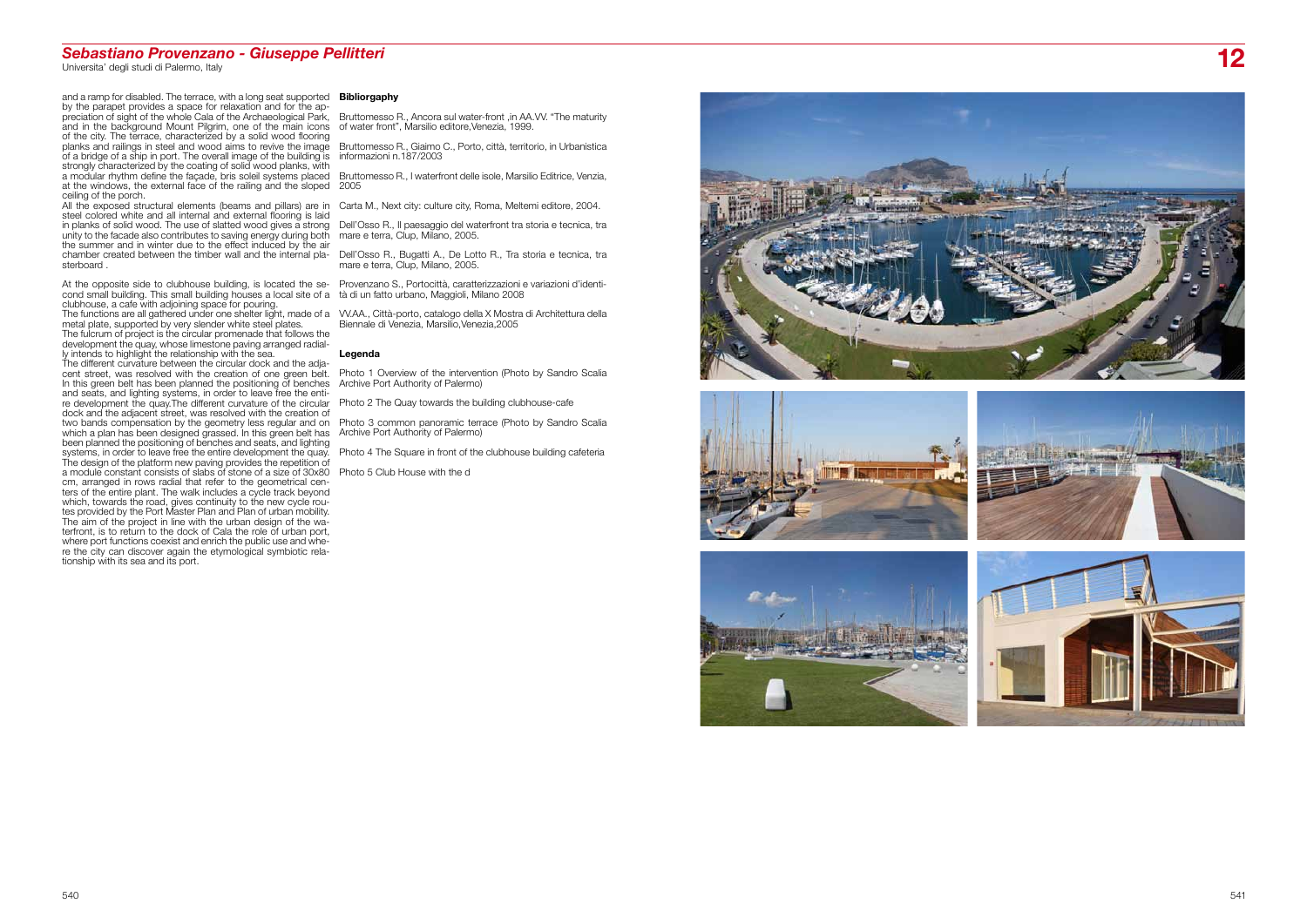## *Sebastiano Provenzano - Giuseppe Pellitteri*

Universita' degli studi di Palermo, Italy

and a ramp for disabled. The terrace, with a long seat supported by the parapet provides a space for relaxation and for the appreciation of sight of the whole Cala of the Archaeological Park, and in the background Mount Pilgrim, one of the main icons of the city. The terrace, characterized by a solid wood flooring planks and railings in steel and wood aims to revive the image of a bridge of a ship in port. The overall image of the building is strongly characterized by the coating of solid wood planks, with a modular rhythm define the façade, bris soleil systems placed at the windows, the external face of the railing and the sloped ceiling of the porch.

All the exposed structural elements (beams and pillars) are in steel colored white and all internal and external flooring is laid in planks of solid wood. The use of slatted wood gives a strong unity to the facade also contributes to saving energy during both the summer and in winter due to the effect induced by the air chamber created between the timber wall and the internal plasterboard .

At the opposite side to clubhouse building, is located the second small building. This small building houses a local site of a clubhouse, a cafe with adjoining space for pouring.

The functions are all gathered under one shelter light, made of a metal plate, supported by very slender white steel plates.

The fulcrum of project is the circular promenade that follows the development the quay, whose limestone paving arranged radially intends to highlight the relationship with the sea.

The different curvature between the circular dock and the adjacent street, was resolved with the creation of one green belt. In this green belt has been planned the positioning of benches and seats, and lighting systems, in order to leave free the entire development the quay.The different curvature of the circular dock and the adjacent street, was resolved with the creation of two bands compensation by the geometry less regular and on which a plan has been designed grassed. In this green belt has been planned the positioning of benches and seats, and lighting systems, in order to leave free the entire development the quay. The design of the platform new paving provides the repetition of a module constant consists of slabs of stone of a size of 30x80 cm, arranged in rows radial that refer to the geometrical centers of the entire plant. The walk includes a cycle track beyond which, towards the road, gives continuity to the new cycle routes provided by the Port Master Plan and Plan of urban mobility. The aim of the project in line with the urban design of the waterfront, is to return to the dock of Cala the role of urban port, where port functions coexist and enrich the public use and where the city can discover again the etymological symbiotic relationship with its sea and its port.

**Bibliorgaphy**

Bruttomesso R., Ancora sul water-front ,in AA.VV. “The maturity of water front”, Marsilio editore,Venezia, 1999.

Bruttomesso R., Giaimo C., Porto, città, territorio, in Urbanistica informazioni n.187/2003

Bruttomesso R., I waterfront delle isole, Marsilio Editrice, Venzia, 2005

Carta M., Next city: culture city, Roma, Meltemi editore, 2004.

Dell’Osso R., Il paesaggio del waterfront tra storia e tecnica, tra mare e terra, Clup, Milano, 2005.

Dell’Osso R., Bugatti A., De Lotto R., Tra storia e tecnica, tra mare e terra, Clup, Milano, 2005.

Provenzano S., Portocittà, caratterizzazioni e variazioni d’identità di un fatto urbano, Maggioli, Milano 2008

VV.AA., Città-porto, catalogo della X Mostra di Architettura della Biennale di Venezia, Marsilio,Venezia,2005

**Legenda**

Photo 1 Overview of the intervention (Photo by Sandro Scalia Archive Port Authority of Palermo)

Photo 2 The Quay towards the building clubhouse-cafe

Photo 3 common panoramic terrace (Photo by Sandro Scalia Archive Port Authority of Palermo)

Photo 4 The Square in front of the clubhouse building cafeteria

Photo 5 Club House with the d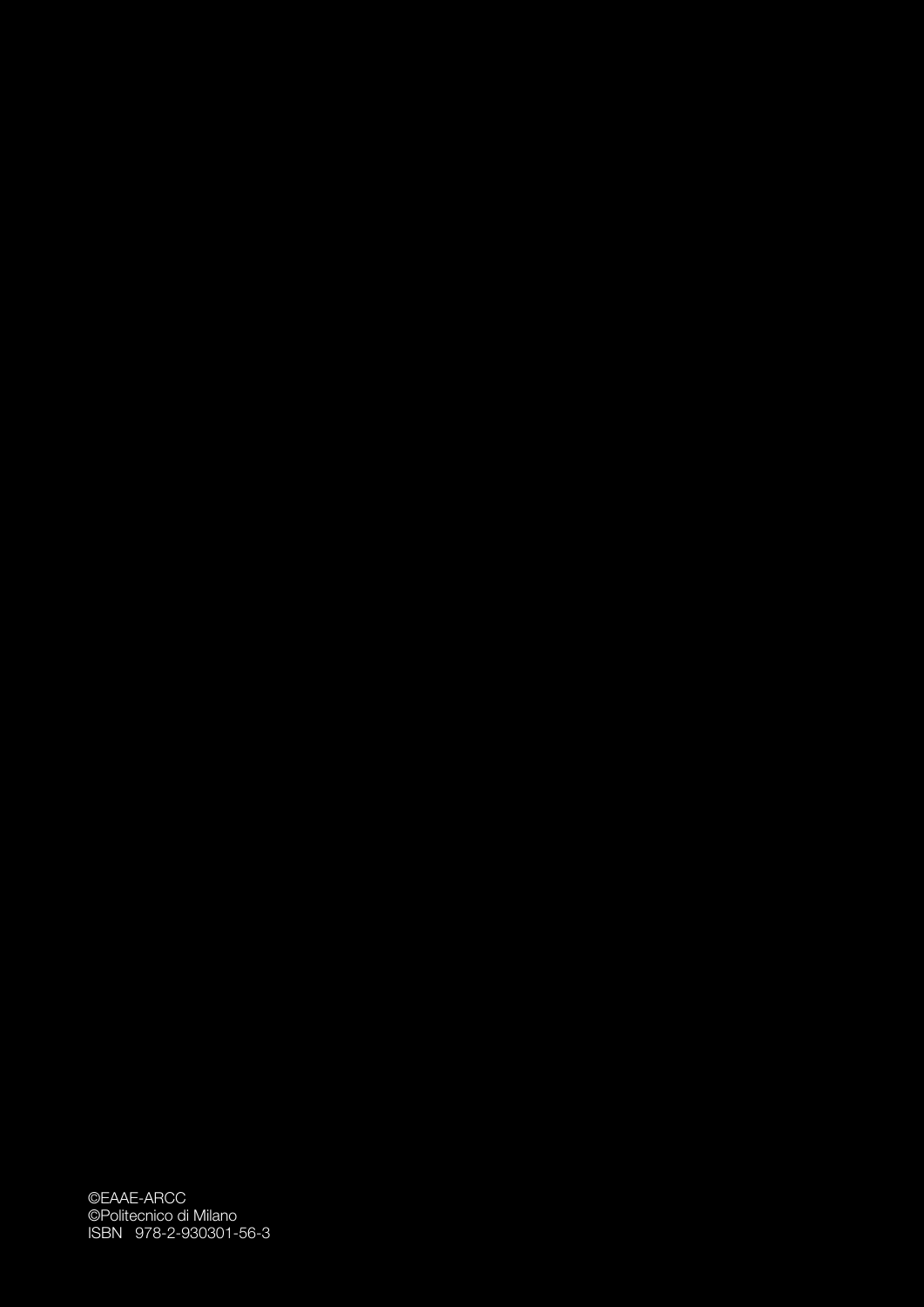©EAAE-ARCC
©Politecnico di Milano
ISBN 978-2-930301-56-3